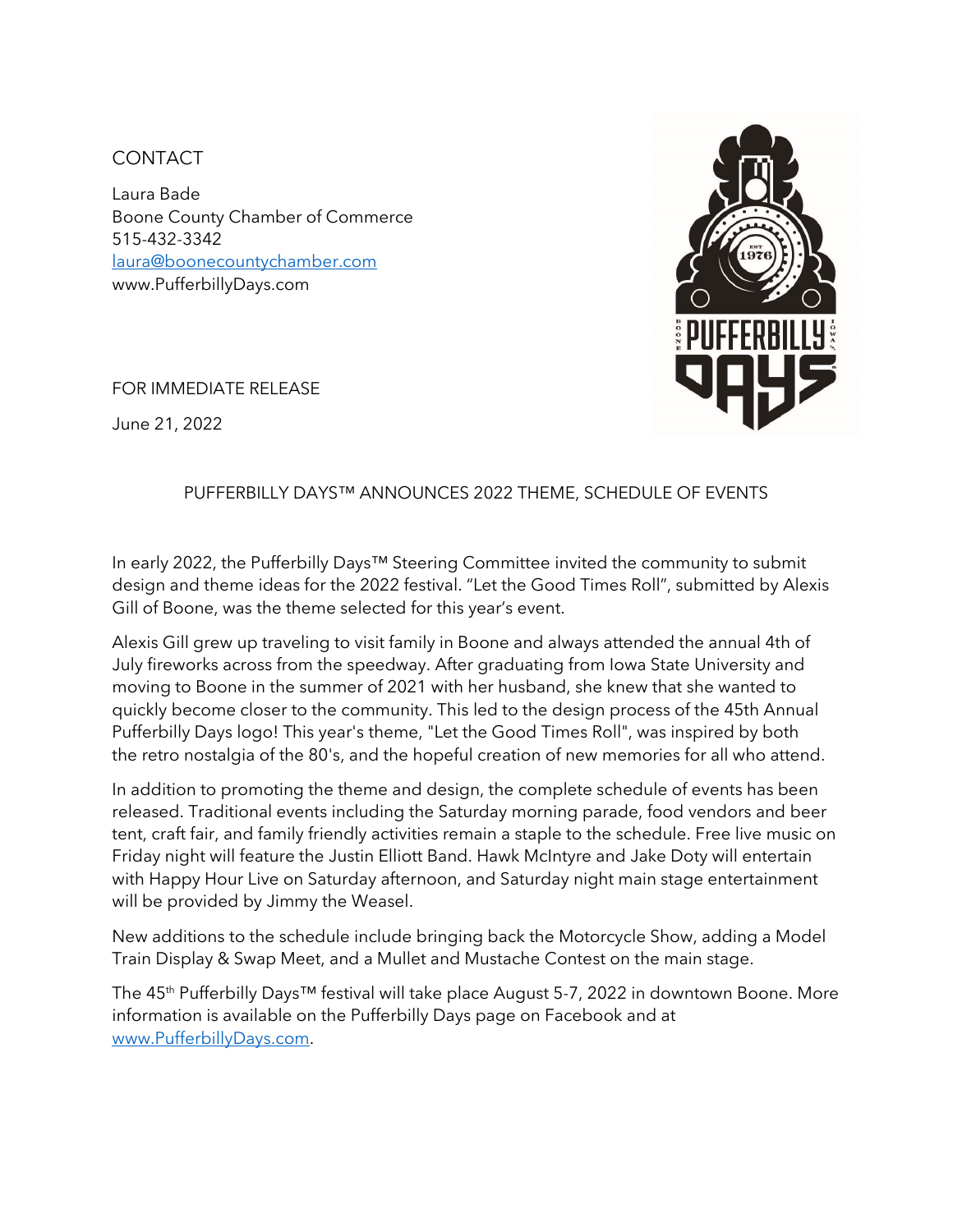CONTACT

Laura Bade
Boone County Chamber of Commerce
515-432-3342
laura@boonecountychamber.com
www.PufferbillyDays.com

FOR IMMEDIATE RELEASE

June 21, 2022

## PUFFERBILLY DAYS™ ANNOUNCES 2022 THEME, SCHEDULE OF EVENTS

In early 2022, the Pufferbilly Days™ Steering Committee invited the community to submit design and theme ideas for the 2022 festival. "Let the Good Times Roll", submitted by Alexis Gill of Boone, was the theme selected for this year's event.

Alexis Gill grew up traveling to visit family in Boone and always attended the annual 4th of July fireworks across from the speedway. After graduating from Iowa State University and moving to Boone in the summer of 2021 with her husband, she knew that she wanted to quickly become closer to the community. This led to the design process of the 45th Annual Pufferbilly Days logo! This year's theme, "Let the Good Times Roll", was inspired by both the retro nostalgia of the 80's, and the hopeful creation of new memories for all who attend.

In addition to promoting the theme and design, the complete schedule of events has been released. Traditional events including the Saturday morning parade, food vendors and beer tent, craft fair, and family friendly activities remain a staple to the schedule. Free live music on Friday night will feature the Justin Elliott Band. Hawk McIntyre and Jake Doty will entertain with Happy Hour Live on Saturday afternoon, and Saturday night main stage entertainment will be provided by Jimmy the Weasel.

New additions to the schedule include bringing back the Motorcycle Show, adding a Model Train Display & Swap Meet, and a Mullet and Mustache Contest on the main stage.

The 45th Pufferbilly Days™ festival will take place August 5-7, 2022 in downtown Boone. More information is available on the Pufferbilly Days page on Facebook and at www.PufferbillyDays.com.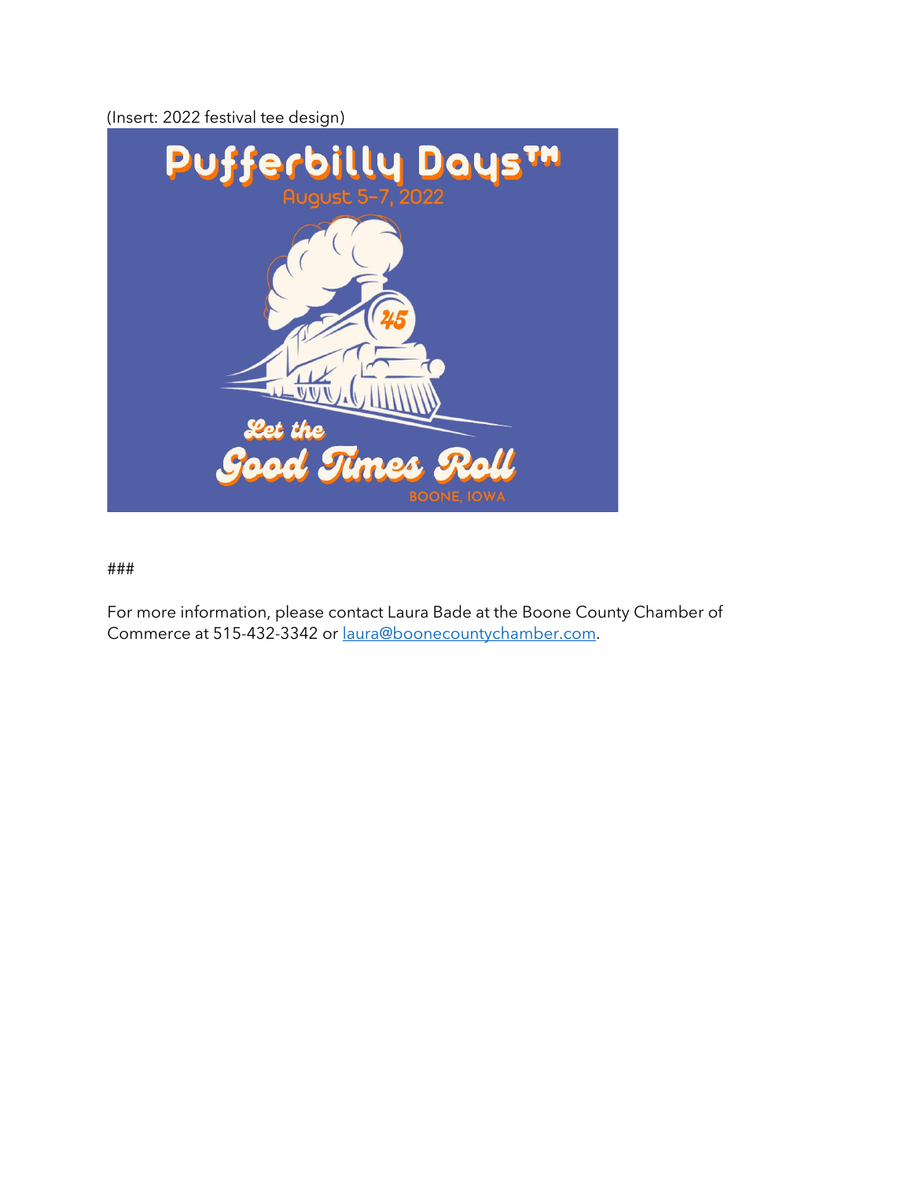(Insert: 2022 festival tee design)

Pufferbilly Days™
August 5-7, 2022
45
Let the
Good Times Roll
BOONE, IOWA

###

For more information, please contact Laura Bade at the Boone County Chamber of Commerce at 515-432-3342 or laura@boonecountychamber.com.